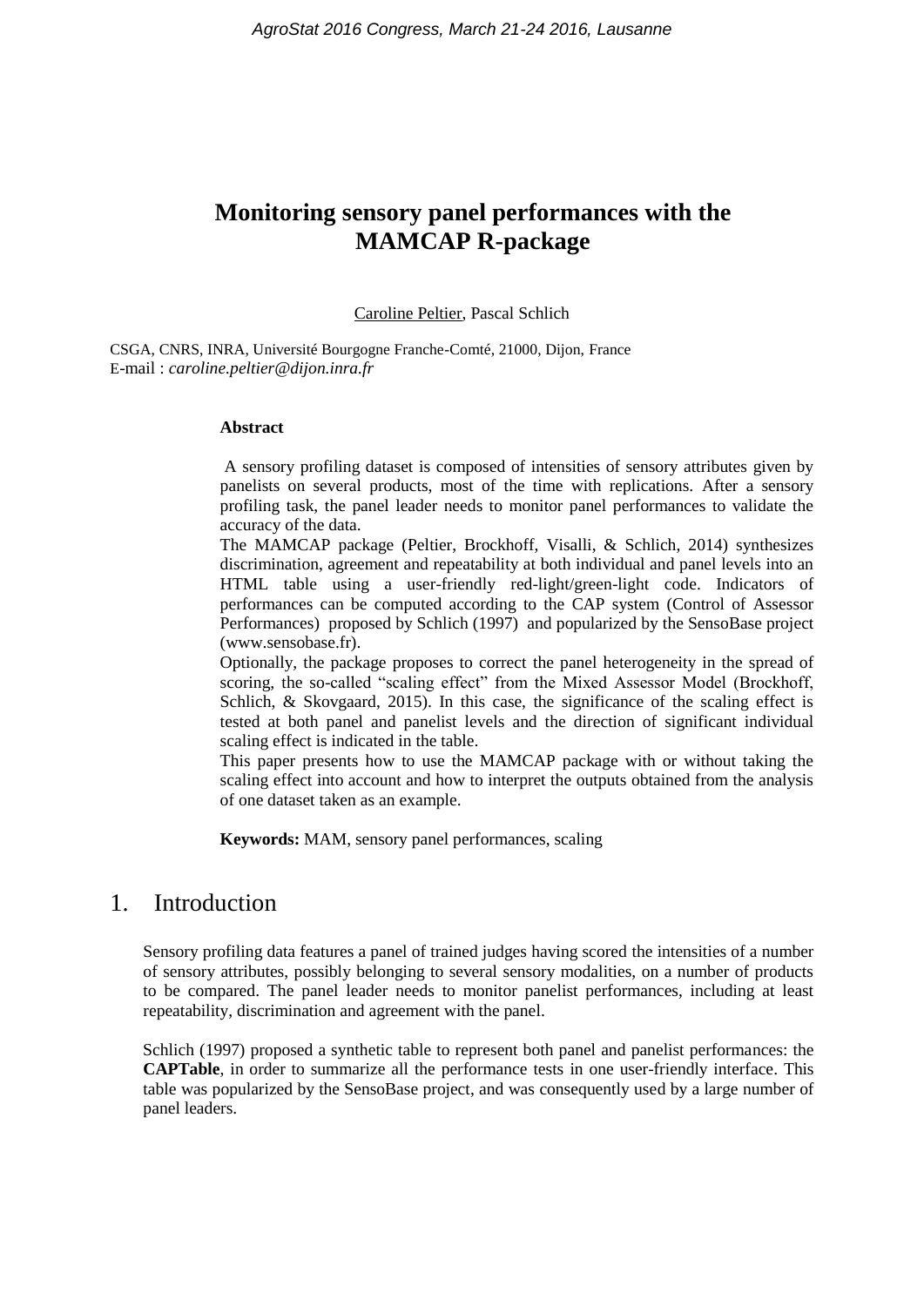# Monitoring sensory panel performances with the MAMCAP R-package

<u>Caroline Peltier</u>, Pascal Schlich

CSGA, CNRS, INRA, Université Bourgogne Franche-Comté, 21000, Dijon, France
E-mail : *caroline.peltier@dijon.inra.fr*

**Abstract**

A sensory profiling dataset is composed of intensities of sensory attributes given by panelists on several products, most of the time with replications. After a sensory profiling task, the panel leader needs to monitor panel performances to validate the accuracy of the data.

The MAMCAP package (Peltier, Brockhoff, Visalli, & Schlich, 2014) synthesizes discrimination, agreement and repeatability at both individual and panel levels into an HTML table using a user-friendly red-light/green-light code. Indicators of performances can be computed according to the CAP system (Control of Assessor Performances) proposed by Schlich (1997) and popularized by the SensoBase project (www.sensobase.fr).

Optionally, the package proposes to correct the panel heterogeneity in the spread of scoring, the so-called "scaling effect" from the Mixed Assessor Model (Brockhoff, Schlich, & Skovgaard, 2015). In this case, the significance of the scaling effect is tested at both panel and panelist levels and the direction of significant individual scaling effect is indicated in the table.

This paper presents how to use the MAMCAP package with or without taking the scaling effect into account and how to interpret the outputs obtained from the analysis of one dataset taken as an example.

**Keywords:** MAM, sensory panel performances, scaling

## 1. Introduction

Sensory profiling data features a panel of trained judges having scored the intensities of a number of sensory attributes, possibly belonging to several sensory modalities, on a number of products to be compared. The panel leader needs to monitor panelist performances, including at least repeatability, discrimination and agreement with the panel.

Schlich (1997) proposed a synthetic table to represent both panel and panelist performances: the **CAPTable**, in order to summarize all the performance tests in one user-friendly interface. This table was popularized by the SensoBase project, and was consequently used by a large number of panel leaders.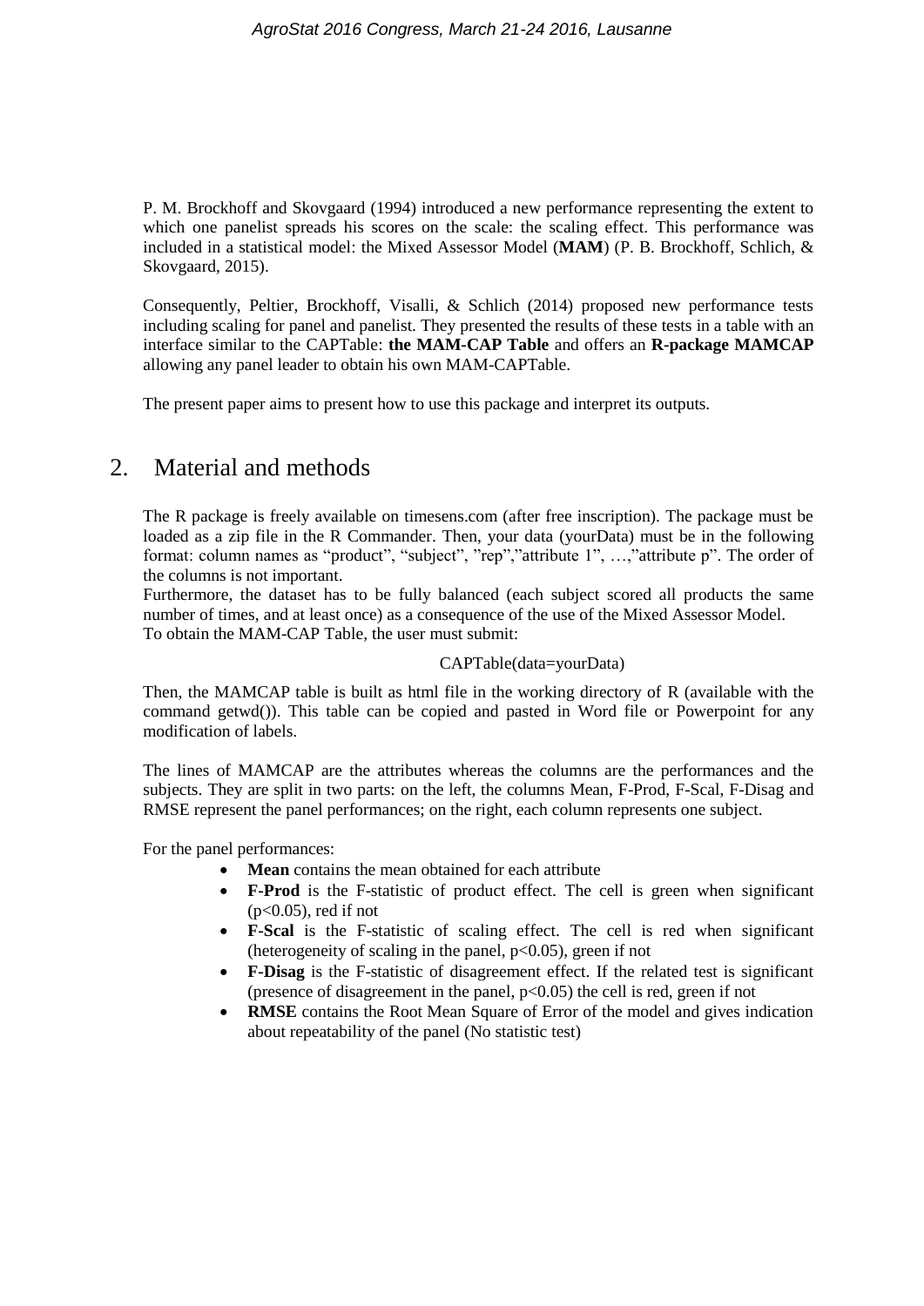P. M. Brockhoff and Skovgaard (1994) introduced a new performance representing the extent to which one panelist spreads his scores on the scale: the scaling effect. This performance was included in a statistical model: the Mixed Assessor Model (**MAM**) (P. B. Brockhoff, Schlich, & Skovgaard, 2015).

Consequently, Peltier, Brockhoff, Visalli, & Schlich (2014) proposed new performance tests including scaling for panel and panelist. They presented the results of these tests in a table with an interface similar to the CAPTable: **the MAM-CAP Table** and offers an **R-package MAMCAP** allowing any panel leader to obtain his own MAM-CAPTable.

The present paper aims to present how to use this package and interpret its outputs.

## 2. Material and methods

The R package is freely available on timesens.com (after free inscription). The package must be loaded as a zip file in the R Commander. Then, your data (yourData) must be in the following format: column names as “product”, “subject”, ”rep”,”attribute 1”, …,”attribute p”. The order of the columns is not important.

Furthermore, the dataset has to be fully balanced (each subject scored all products the same number of times, and at least once) as a consequence of the use of the Mixed Assessor Model.

To obtain the MAM-CAP Table, the user must submit:

```
CAPTable(data=yourData)
```

Then, the MAMCAP table is built as html file in the working directory of R (available with the command getwd()). This table can be copied and pasted in Word file or Powerpoint for any modification of labels.

The lines of MAMCAP are the attributes whereas the columns are the performances and the subjects. They are split in two parts: on the left, the columns Mean, F-Prod, F-Scal, F-Disag and RMSE represent the panel performances; on the right, each column represents one subject.

For the panel performances:

- **Mean** contains the mean obtained for each attribute
- **F-Prod** is the F-statistic of product effect. The cell is green when significant ($p<0.05$), red if not
- **F-Scal** is the F-statistic of scaling effect. The cell is red when significant (heterogeneity of scaling in the panel, $p<0.05$), green if not
- **F-Disag** is the F-statistic of disagreement effect. If the related test is significant (presence of disagreement in the panel, $p<0.05$) the cell is red, green if not
- **RMSE** contains the Root Mean Square of Error of the model and gives indication about repeatability of the panel (No statistic test)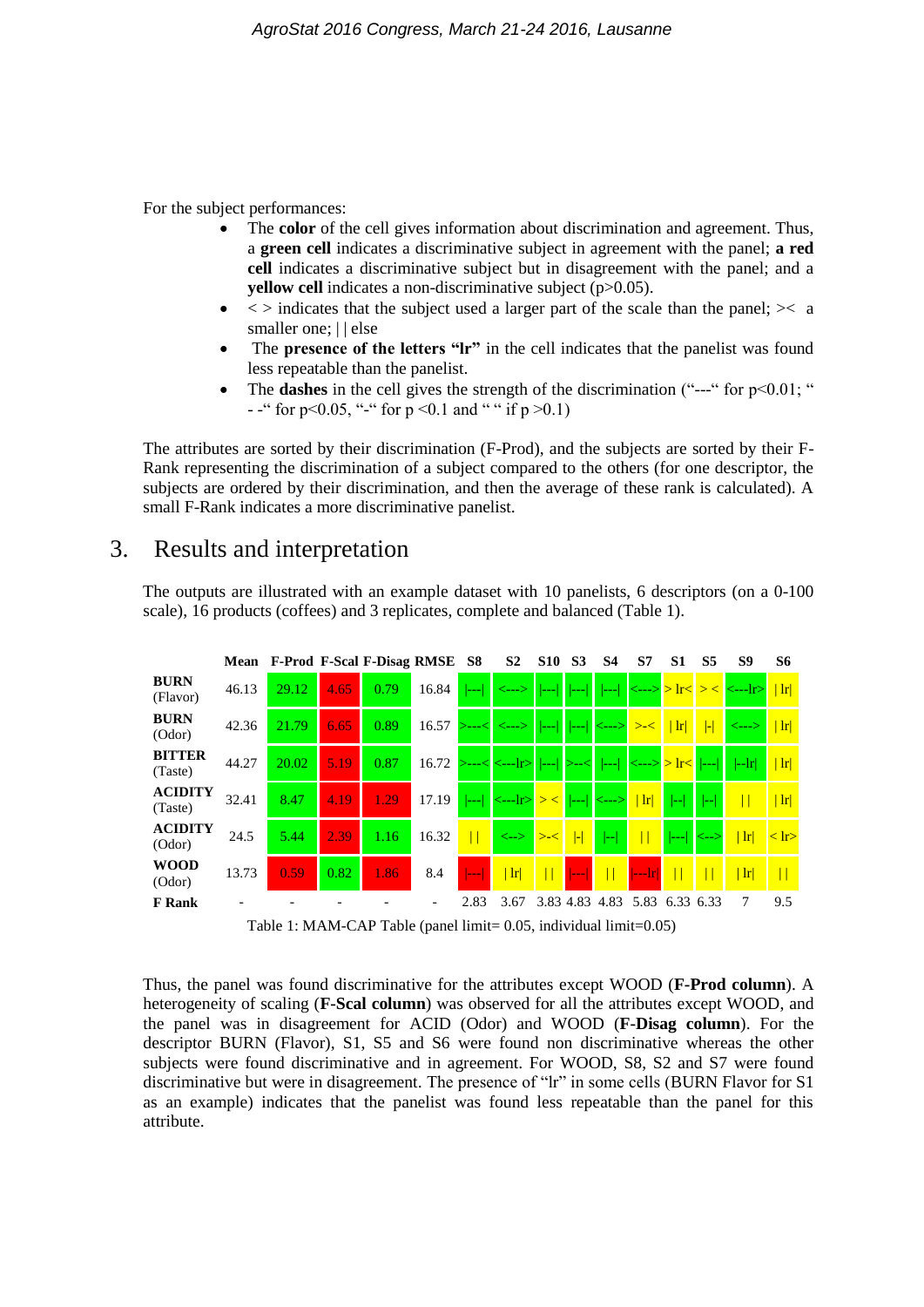For the subject performances:

- The **color** of the cell gives information about discrimination and agreement. Thus, a **green cell** indicates a discriminative subject in agreement with the panel; **a red cell** indicates a discriminative subject but in disagreement with the panel; and a **yellow cell** indicates a non-discriminative subject (p>0.05).
- < > indicates that the subject used a larger part of the scale than the panel; >< a smaller one; | | else
- The **presence of the letters "lr"** in the cell indicates that the panelist was found less repeatable than the panelist.
- The **dashes** in the cell gives the strength of the discrimination ("---" for p<0.01; " - -" for p<0.05, "-" for p <0.1 and " " if p >0.1)

The attributes are sorted by their discrimination (F-Prod), and the subjects are sorted by their F-Rank representing the discrimination of a subject compared to the others (for one descriptor, the subjects are ordered by their discrimination, and then the average of these rank is calculated). A small F-Rank indicates a more discriminative panelist.

## 3. Results and interpretation

The outputs are illustrated with an example dataset with 10 panelists, 6 descriptors (on a 0-100 scale), 16 products (coffees) and 3 replicates, complete and balanced (Table 1).

| | Mean | F-Prod | F-Scal | F-Disag | RMSE | S8 | S2 | S10 | S3 | S4 | S7 | S1 | S5 | S9 | S6 |
|---|---|---|---|---|---|---|---|---|---|---|---|---|---|---|---|
| **BURN** (Flavor) | 46.13 | 29.12 | 4.65 | 0.79 | 16.84 | \|---\| | <---> | \|---\| | \|---\| | \|---\| | <---> | > lr< | > < | <---lr> | \| lr\| |
| **BURN** (Odor) | 42.36 | 21.79 | 6.65 | 0.89 | 16.57 | >---< | <---> | \|---\| | \|---\| | <---> | >-< | \| lr\| | \|-\| | <---> | \| lr\| |
| **BITTER** (Taste) | 44.27 | 20.02 | 5.19 | 0.87 | 16.72 | >---< | <---lr> | \|---\| | >--< | \|---\| | <---> | > lr< | \|---\| | \|--lr\| | \| lr\| |
| **ACIDITY** (Taste) | 32.41 | 8.47 | 4.19 | 1.29 | 17.19 | \|---\| | <---lr> | > < | \|---\| | <---> | \| lr\| | \|--\| | \|--\| | \| \| | \| lr\| |
| **ACIDITY** (Odor) | 24.5 | 5.44 | 2.39 | 1.16 | 16.32 | \| \| | <--> | >-< | \|-\| | \|--\| | \| \| | \|---\| | <--> | \| lr\| | < lr> |
| **WOOD** (Odor) | 13.73 | 0.59 | 0.82 | 1.86 | 8.4 | \|---\| | \| lr\| | \| \| | \|---\| | \| \| | \|---lr\| | \| \| | \| \| | \| lr\| | \| \| |
| **F Rank** | - | - | - | - | - | 2.83 | 3.67 | 3.83 | 4.83 | 4.83 | 5.83 | 6.33 | 6.33 | 7 | 9.5 |

Table 1: MAM-CAP Table (panel limit= 0.05, individual limit=0.05)

Thus, the panel was found discriminative for the attributes except WOOD (**F-Prod column**). A heterogeneity of scaling (**F-Scal column**) was observed for all the attributes except WOOD, and the panel was in disagreement for ACID (Odor) and WOOD (**F-Disag column**). For the descriptor BURN (Flavor), S1, S5 and S6 were found non discriminative whereas the other subjects were found discriminative and in agreement. For WOOD, S8, S2 and S7 were found discriminative but were in disagreement. The presence of "lr" in some cells (BURN Flavor for S1 as an example) indicates that the panelist was found less repeatable than the panel for this attribute.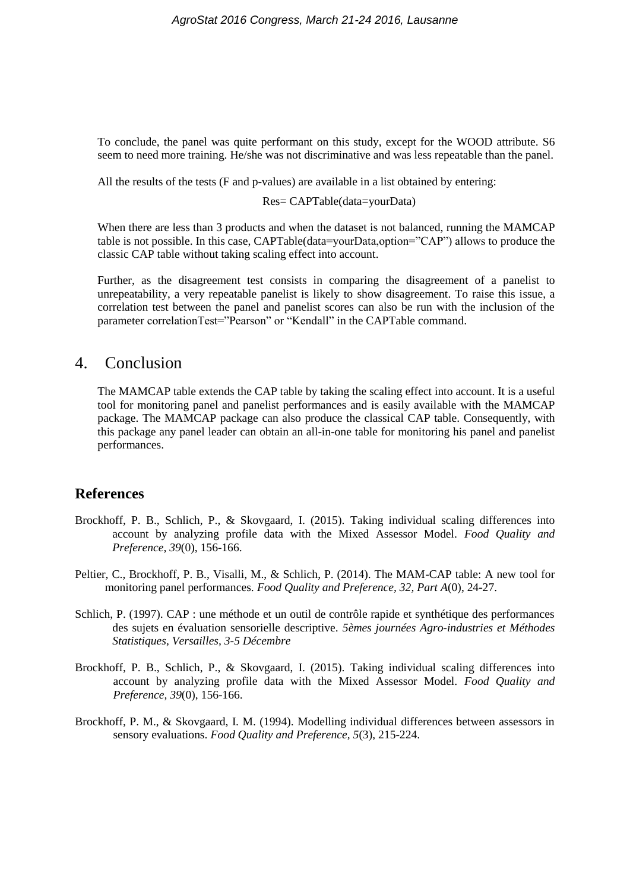To conclude, the panel was quite performant on this study, except for the WOOD attribute. S6 seem to need more training. He/she was not discriminative and was less repeatable than the panel.

All the results of the tests (F and p-values) are available in a list obtained by entering:

Res= CAPTable(data=yourData)

When there are less than 3 products and when the dataset is not balanced, running the MAMCAP table is not possible. In this case, CAPTable(data=yourData,option="CAP") allows to produce the classic CAP table without taking scaling effect into account.

Further, as the disagreement test consists in comparing the disagreement of a panelist to unrepeatability, a very repeatable panelist is likely to show disagreement. To raise this issue, a correlation test between the panel and panelist scores can also be run with the inclusion of the parameter correlationTest="Pearson" or "Kendall" in the CAPTable command.

# 4. Conclusion

The MAMCAP table extends the CAP table by taking the scaling effect into account. It is a useful tool for monitoring panel and panelist performances and is easily available with the MAMCAP package. The MAMCAP package can also produce the classical CAP table. Consequently, with this package any panel leader can obtain an all-in-one table for monitoring his panel and panelist performances.

## References

Brockhoff, P. B., Schlich, P., & Skovgaard, I. (2015). Taking individual scaling differences into account by analyzing profile data with the Mixed Assessor Model. *Food Quality and Preference, 39*(0), 156-166.

Peltier, C., Brockhoff, P. B., Visalli, M., & Schlich, P. (2014). The MAM-CAP table: A new tool for monitoring panel performances. *Food Quality and Preference, 32, Part A*(0), 24-27.

Schlich, P. (1997). CAP : une méthode et un outil de contrôle rapide et synthétique des performances des sujets en évaluation sensorielle descriptive. *5èmes journées Agro-industries et Méthodes Statistiques, Versailles, 3-5 Décembre*

Brockhoff, P. B., Schlich, P., & Skovgaard, I. (2015). Taking individual scaling differences into account by analyzing profile data with the Mixed Assessor Model. *Food Quality and Preference, 39*(0), 156-166.

Brockhoff, P. M., & Skovgaard, I. M. (1994). Modelling individual differences between assessors in sensory evaluations. *Food Quality and Preference, 5*(3), 215-224.